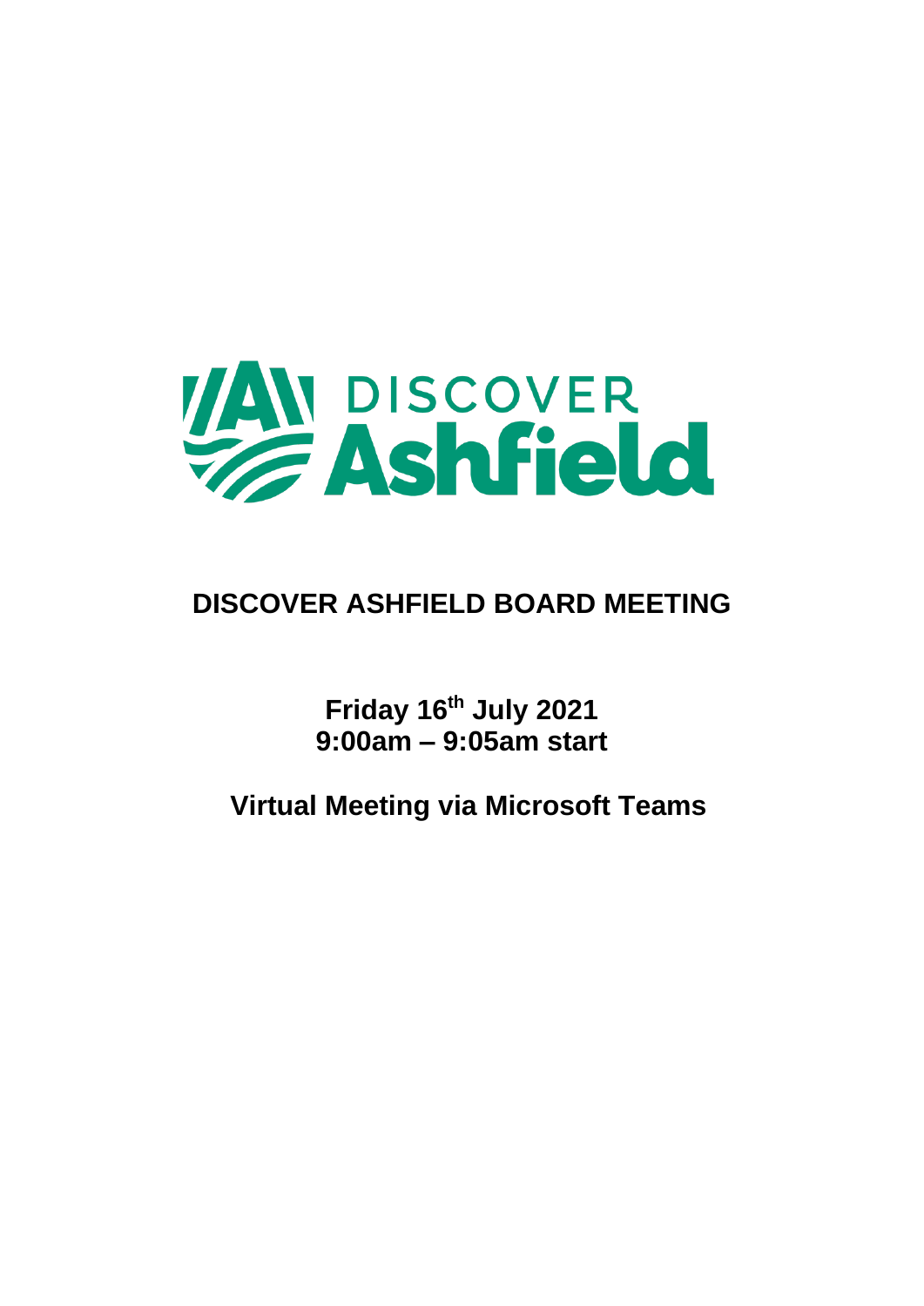# DISCOVER Ashfield

## DISCOVER ASHFIELD BOARD MEETING

**Friday 16th July 2021**
**9:00am – 9:05am start**

**Virtual Meeting via Microsoft Teams**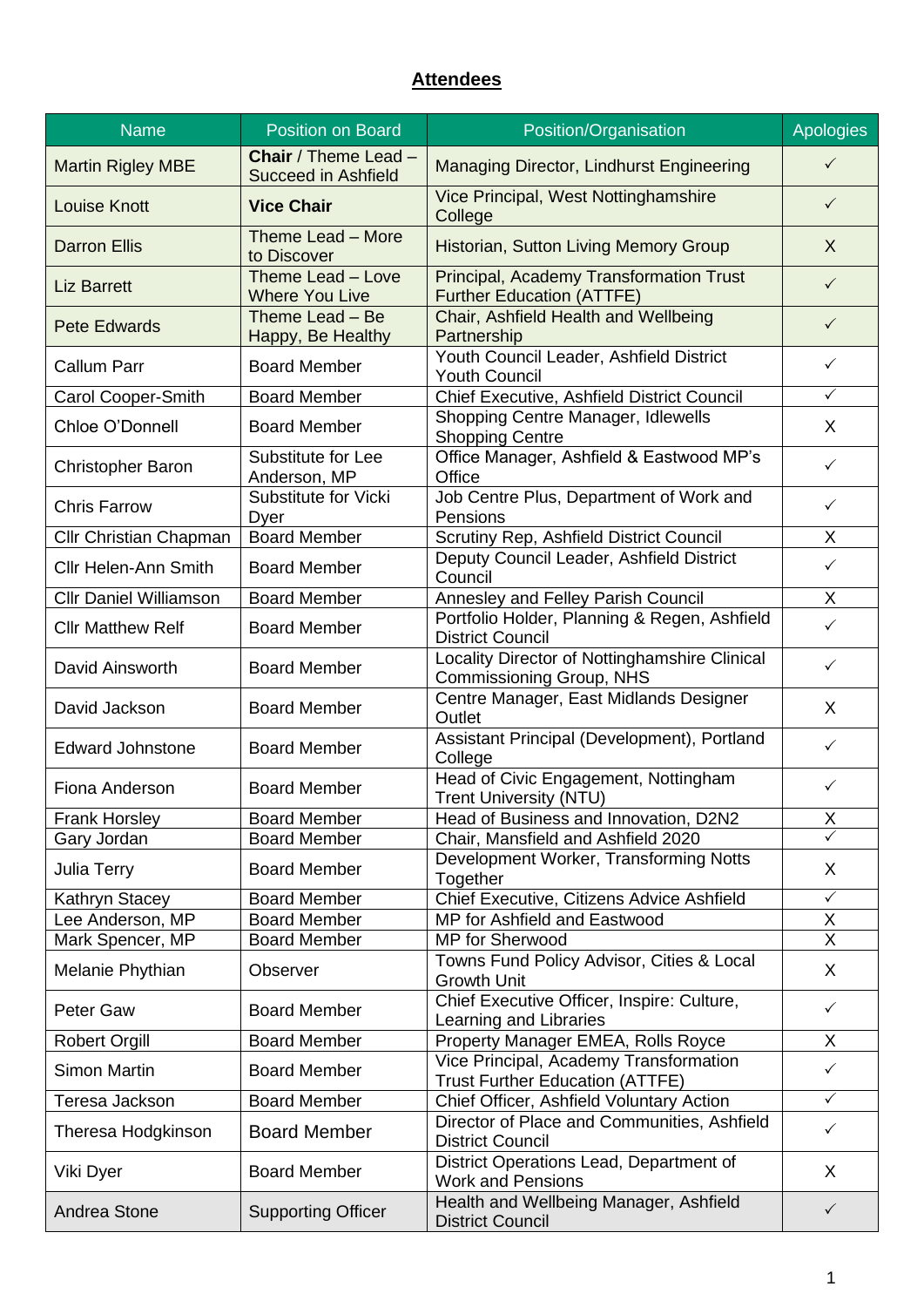## **Attendees**

| Name | Position on Board | Position/Organisation | Apologies |
|---|---|---|---|
| Martin Rigley MBE | **Chair** / Theme Lead – Succeed in Ashfield | Managing Director, Lindhurst Engineering | ✓ |
| Louise Knott | **Vice Chair** | Vice Principal, West Nottinghamshire College | ✓ |
| Darron Ellis | Theme Lead – More to Discover | Historian, Sutton Living Memory Group | X |
| Liz Barrett | Theme Lead – Love Where You Live | Principal, Academy Transformation Trust Further Education (ATTFE) | ✓ |
| Pete Edwards | Theme Lead – Be Happy, Be Healthy | Chair, Ashfield Health and Wellbeing Partnership | ✓ |
| Callum Parr | Board Member | Youth Council Leader, Ashfield District Youth Council | ✓ |
| Carol Cooper-Smith | Board Member | Chief Executive, Ashfield District Council | ✓ |
| Chloe O'Donnell | Board Member | Shopping Centre Manager, Idlewells Shopping Centre | X |
| Christopher Baron | Substitute for Lee Anderson, MP | Office Manager, Ashfield & Eastwood MP's Office | ✓ |
| Chris Farrow | Substitute for Vicki Dyer | Job Centre Plus, Department of Work and Pensions | ✓ |
| Cllr Christian Chapman | Board Member | Scrutiny Rep, Ashfield District Council | X |
| Cllr Helen-Ann Smith | Board Member | Deputy Council Leader, Ashfield District Council | ✓ |
| Cllr Daniel Williamson | Board Member | Annesley and Felley Parish Council | X |
| Cllr Matthew Relf | Board Member | Portfolio Holder, Planning & Regen, Ashfield District Council | ✓ |
| David Ainsworth | Board Member | Locality Director of Nottinghamshire Clinical Commissioning Group, NHS | ✓ |
| David Jackson | Board Member | Centre Manager, East Midlands Designer Outlet | X |
| Edward Johnstone | Board Member | Assistant Principal (Development), Portland College | ✓ |
| Fiona Anderson | Board Member | Head of Civic Engagement, Nottingham Trent University (NTU) | ✓ |
| Frank Horsley | Board Member | Head of Business and Innovation, D2N2 | X |
| Gary Jordan | Board Member | Chair, Mansfield and Ashfield 2020 | ✓ |
| Julia Terry | Board Member | Development Worker, Transforming Notts Together | X |
| Kathryn Stacey | Board Member | Chief Executive, Citizens Advice Ashfield | ✓ |
| Lee Anderson, MP | Board Member | MP for Ashfield and Eastwood | X |
| Mark Spencer, MP | Board Member | MP for Sherwood | X |
| Melanie Phythian | Observer | Towns Fund Policy Advisor, Cities & Local Growth Unit | X |
| Peter Gaw | Board Member | Chief Executive Officer, Inspire: Culture, Learning and Libraries | ✓ |
| Robert Orgill | Board Member | Property Manager EMEA, Rolls Royce | X |
| Simon Martin | Board Member | Vice Principal, Academy Transformation Trust Further Education (ATTFE) | ✓ |
| Teresa Jackson | Board Member | Chief Officer, Ashfield Voluntary Action | ✓ |
| Theresa Hodgkinson | Board Member | Director of Place and Communities, Ashfield District Council | ✓ |
| Viki Dyer | Board Member | District Operations Lead, Department of Work and Pensions | X |
| Andrea Stone | Supporting Officer | Health and Wellbeing Manager, Ashfield District Council | ✓ |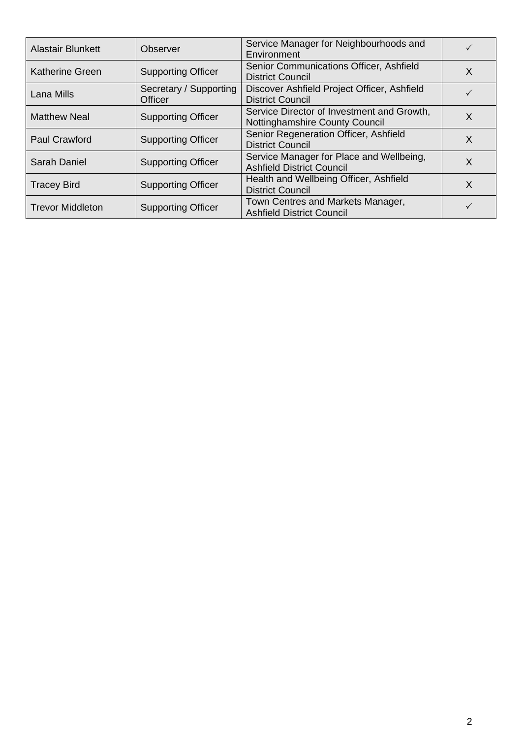| | | | |
|---|---|---|---|
| Alastair Blunkett | Observer | Service Manager for Neighbourhoods and Environment | ✓ |
| Katherine Green | Supporting Officer | Senior Communications Officer, Ashfield District Council | X |
| Lana Mills | Secretary / Supporting Officer | Discover Ashfield Project Officer, Ashfield District Council | ✓ |
| Matthew Neal | Supporting Officer | Service Director of Investment and Growth, Nottinghamshire County Council | X |
| Paul Crawford | Supporting Officer | Senior Regeneration Officer, Ashfield District Council | X |
| Sarah Daniel | Supporting Officer | Service Manager for Place and Wellbeing, Ashfield District Council | X |
| Tracey Bird | Supporting Officer | Health and Wellbeing Officer, Ashfield District Council | X |
| Trevor Middleton | Supporting Officer | Town Centres and Markets Manager, Ashfield District Council | ✓ |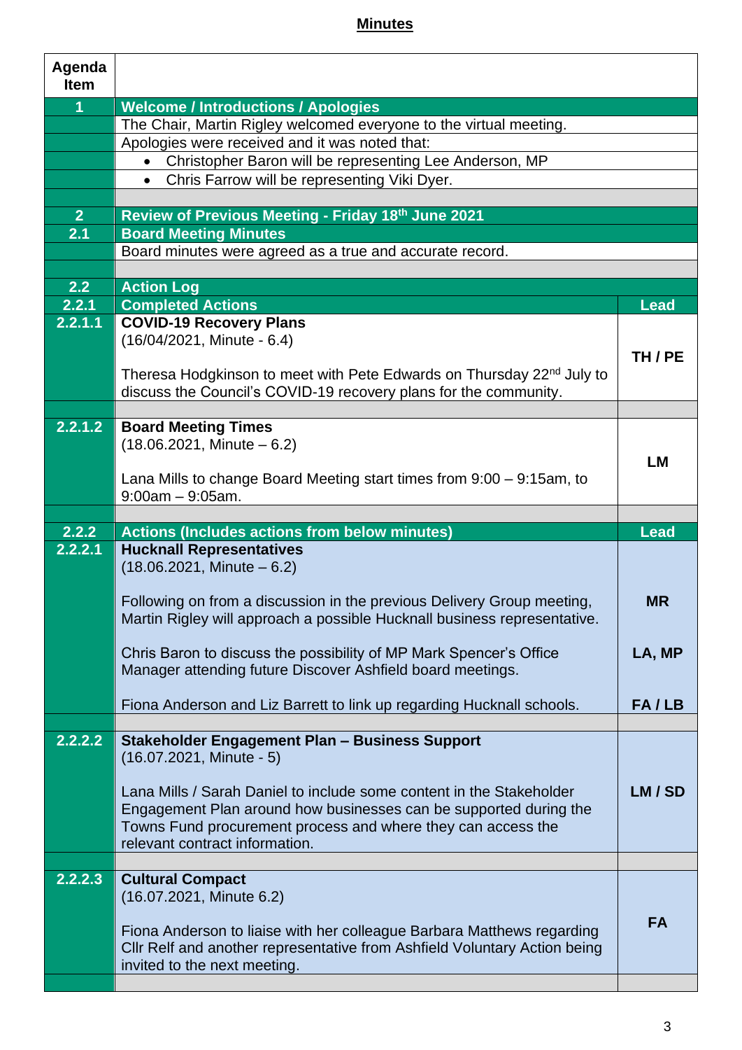## **Minutes**

| Agenda Item | | |
|---|---|---|
| **1** | **Welcome / Introductions / Apologies** | |
| | The Chair, Martin Rigley welcomed everyone to the virtual meeting. | |
| | Apologies were received and it was noted that: | |
| | • Christopher Baron will be representing Lee Anderson, MP | |
| | • Chris Farrow will be representing Viki Dyer. | |
| | | |
| **2** | **Review of Previous Meeting - Friday 18th June 2021** | |
| **2.1** | **Board Meeting Minutes** | |
| | Board minutes were agreed as a true and accurate record. | |
| | | |
| **2.2** | **Action Log** | |
| **2.2.1** | **Completed Actions** | **Lead** |
| **2.2.1.1** | **COVID-19 Recovery Plans**<br>(16/04/2021, Minute - 6.4)<br><br>Theresa Hodgkinson to meet with Pete Edwards on Thursday 22nd July to discuss the Council's COVID-19 recovery plans for the community. | **TH / PE** |
| | | |
| **2.2.1.2** | **Board Meeting Times**<br>(18.06.2021, Minute – 6.2)<br><br>Lana Mills to change Board Meeting start times from 9:00 – 9:15am, to 9:00am – 9:05am. | **LM** |
| | | |
| **2.2.2** | **Actions (Includes actions from below minutes)** | **Lead** |
| **2.2.2.1** | **Hucknall Representatives**<br>(18.06.2021, Minute – 6.2)<br><br>Following on from a discussion in the previous Delivery Group meeting, Martin Rigley will approach a possible Hucknall business representative.<br><br>Chris Baron to discuss the possibility of MP Mark Spencer's Office Manager attending future Discover Ashfield board meetings.<br><br>Fiona Anderson and Liz Barrett to link up regarding Hucknall schools. | **MR**<br><br>**LA, MP**<br><br>**FA / LB** |
| | | |
| **2.2.2.2** | **Stakeholder Engagement Plan – Business Support**<br>(16.07.2021, Minute - 5)<br><br>Lana Mills / Sarah Daniel to include some content in the Stakeholder Engagement Plan around how businesses can be supported during the Towns Fund procurement process and where they can access the relevant contract information. | **LM / SD** |
| | | |
| **2.2.2.3** | **Cultural Compact**<br>(16.07.2021, Minute 6.2)<br><br>Fiona Anderson to liaise with her colleague Barbara Matthews regarding Cllr Relf and another representative from Ashfield Voluntary Action being invited to the next meeting. | **FA** |
| | | |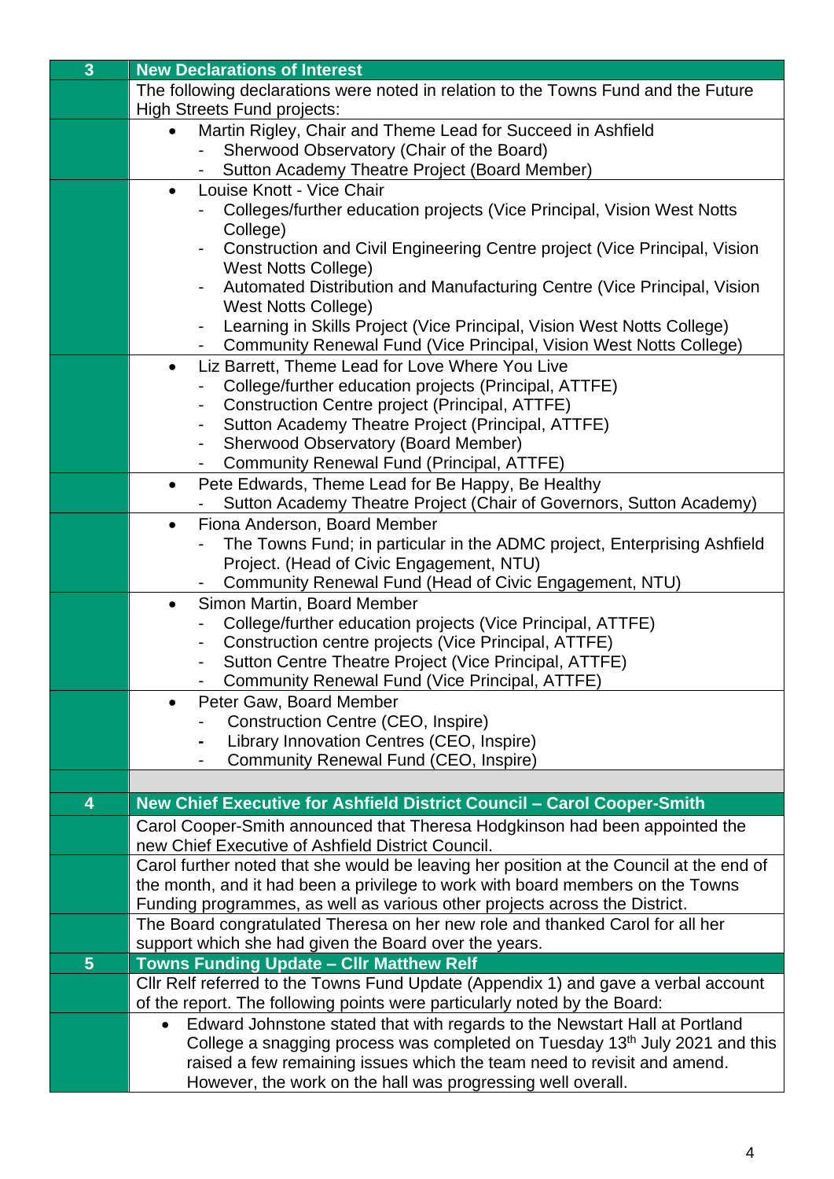## 3 New Declarations of Interest

The following declarations were noted in relation to the Towns Fund and the Future High Streets Fund projects:

- Martin Rigley, Chair and Theme Lead for Succeed in Ashfield
  - Sherwood Observatory (Chair of the Board)
  - Sutton Academy Theatre Project (Board Member)
- Louise Knott - Vice Chair
  - Colleges/further education projects (Vice Principal, Vision West Notts College)
  - Construction and Civil Engineering Centre project (Vice Principal, Vision West Notts College)
  - Automated Distribution and Manufacturing Centre (Vice Principal, Vision West Notts College)
  - Learning in Skills Project (Vice Principal, Vision West Notts College)
  - Community Renewal Fund (Vice Principal, Vision West Notts College)
- Liz Barrett, Theme Lead for Love Where You Live
  - College/further education projects (Principal, ATTFE)
  - Construction Centre project (Principal, ATTFE)
  - Sutton Academy Theatre Project (Principal, ATTFE)
  - Sherwood Observatory (Board Member)
  - Community Renewal Fund (Principal, ATTFE)
- Pete Edwards, Theme Lead for Be Happy, Be Healthy
  - Sutton Academy Theatre Project (Chair of Governors, Sutton Academy)
- Fiona Anderson, Board Member
  - The Towns Fund; in particular in the ADMC project, Enterprising Ashfield Project. (Head of Civic Engagement, NTU)
  - Community Renewal Fund (Head of Civic Engagement, NTU)
- Simon Martin, Board Member
  - College/further education projects (Vice Principal, ATTFE)
  - Construction centre projects (Vice Principal, ATTFE)
  - Sutton Centre Theatre Project (Vice Principal, ATTFE)
  - Community Renewal Fund (Vice Principal, ATTFE)
- Peter Gaw, Board Member
  - Construction Centre (CEO, Inspire)
  - Library Innovation Centres (CEO, Inspire)
  - Community Renewal Fund (CEO, Inspire)

## 4 New Chief Executive for Ashfield District Council – Carol Cooper-Smith

Carol Cooper-Smith announced that Theresa Hodgkinson had been appointed the new Chief Executive of Ashfield District Council.

Carol further noted that she would be leaving her position at the Council at the end of the month, and it had been a privilege to work with board members on the Towns Funding programmes, as well as various other projects across the District.

The Board congratulated Theresa on her new role and thanked Carol for all her support which she had given the Board over the years.

## 5 Towns Funding Update – Cllr Matthew Relf

Cllr Relf referred to the Towns Fund Update (Appendix 1) and gave a verbal account of the report. The following points were particularly noted by the Board:

- Edward Johnstone stated that with regards to the Newstart Hall at Portland College a snagging process was completed on Tuesday 13th July 2021 and this raised a few remaining issues which the team need to revisit and amend. However, the work on the hall was progressing well overall.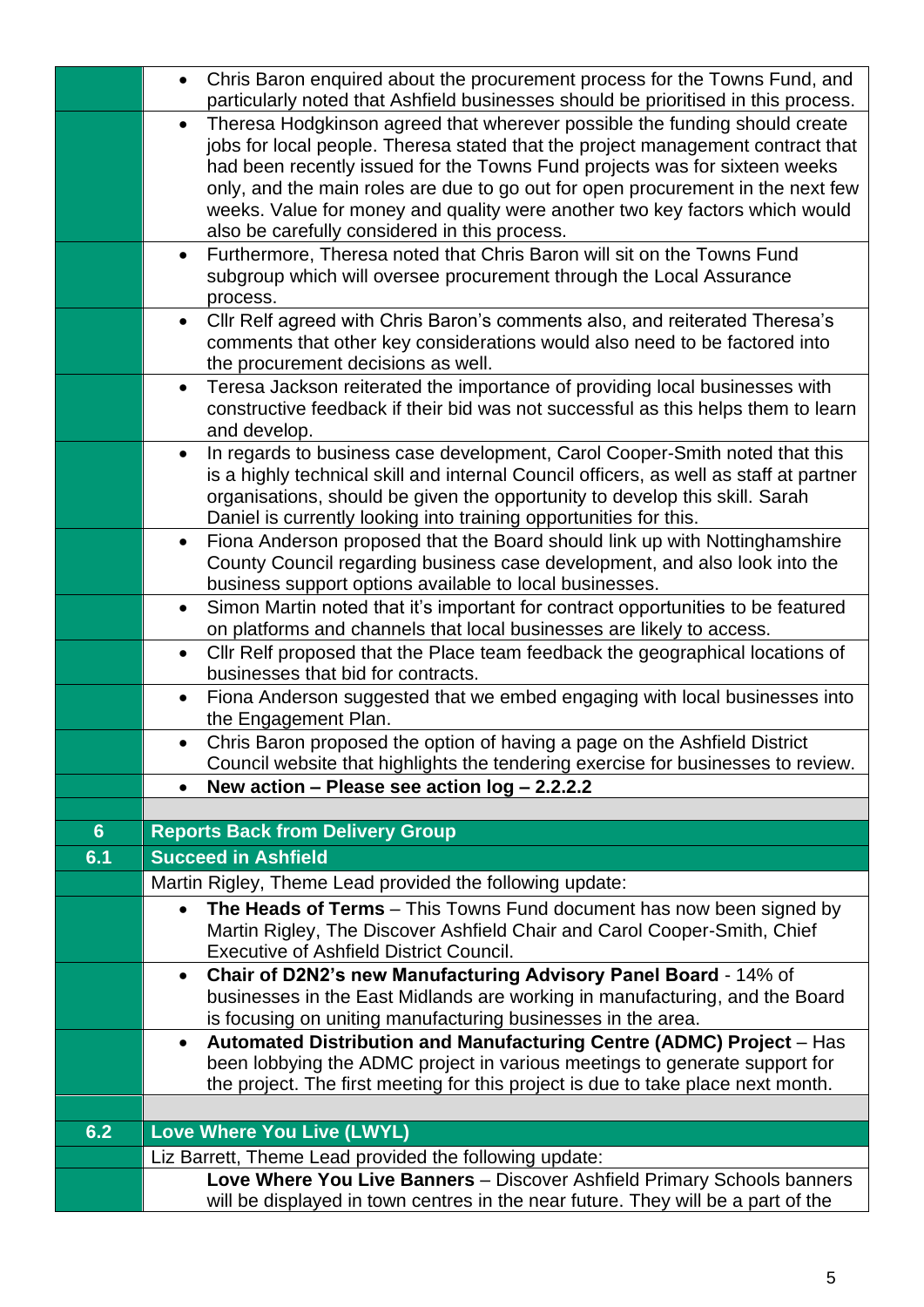| | |
|---|---|
| | • Chris Baron enquired about the procurement process for the Towns Fund, and particularly noted that Ashfield businesses should be prioritised in this process. |
| | • Theresa Hodgkinson agreed that wherever possible the funding should create jobs for local people. Theresa stated that the project management contract that had been recently issued for the Towns Fund projects was for sixteen weeks only, and the main roles are due to go out for open procurement in the next few weeks. Value for money and quality were another two key factors which would also be carefully considered in this process. |
| | • Furthermore, Theresa noted that Chris Baron will sit on the Towns Fund subgroup which will oversee procurement through the Local Assurance process. |
| | • Cllr Relf agreed with Chris Baron's comments also, and reiterated Theresa's comments that other key considerations would also need to be factored into the procurement decisions as well. |
| | • Teresa Jackson reiterated the importance of providing local businesses with constructive feedback if their bid was not successful as this helps them to learn and develop. |
| | • In regards to business case development, Carol Cooper-Smith noted that this is a highly technical skill and internal Council officers, as well as staff at partner organisations, should be given the opportunity to develop this skill. Sarah Daniel is currently looking into training opportunities for this. |
| | • Fiona Anderson proposed that the Board should link up with Nottinghamshire County Council regarding business case development, and also look into the business support options available to local businesses. |
| | • Simon Martin noted that it's important for contract opportunities to be featured on platforms and channels that local businesses are likely to access. |
| | • Cllr Relf proposed that the Place team feedback the geographical locations of businesses that bid for contracts. |
| | • Fiona Anderson suggested that we embed engaging with local businesses into the Engagement Plan. |
| | • Chris Baron proposed the option of having a page on the Ashfield District Council website that highlights the tendering exercise for businesses to review. |
| | • **New action – Please see action log – 2.2.2.2** |
| | |
| **6** | **Reports Back from Delivery Group** |
| **6.1** | **Succeed in Ashfield** |
| | Martin Rigley, Theme Lead provided the following update: |
| | • **The Heads of Terms** – This Towns Fund document has now been signed by Martin Rigley, The Discover Ashfield Chair and Carol Cooper-Smith, Chief Executive of Ashfield District Council. |
| | • **Chair of D2N2's new Manufacturing Advisory Panel Board** - 14% of businesses in the East Midlands are working in manufacturing, and the Board is focusing on uniting manufacturing businesses in the area. |
| | • **Automated Distribution and Manufacturing Centre (ADMC) Project** – Has been lobbying the ADMC project in various meetings to generate support for the project. The first meeting for this project is due to take place next month. |
| | |
| **6.2** | **Love Where You Live (LWYL)** |
| | Liz Barrett, Theme Lead provided the following update: |
| | **Love Where You Live Banners** – Discover Ashfield Primary Schools banners will be displayed in town centres in the near future. They will be a part of the |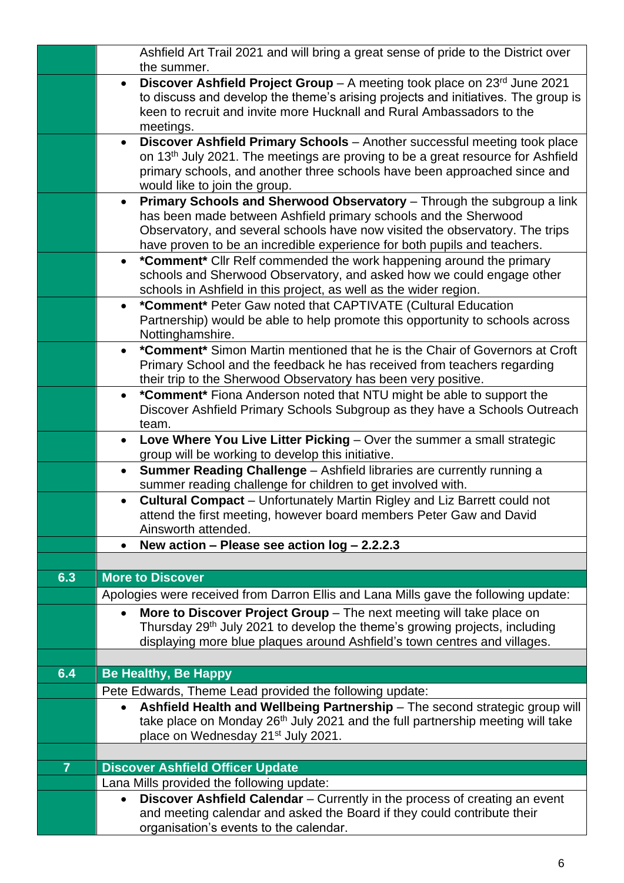| | |
|---|---|
| | Ashfield Art Trail 2021 and will bring a great sense of pride to the District over the summer. |
| | • **Discover Ashfield Project Group** – A meeting took place on 23rd June 2021 to discuss and develop the theme's arising projects and initiatives. The group is keen to recruit and invite more Hucknall and Rural Ambassadors to the meetings. |
| | • **Discover Ashfield Primary Schools** – Another successful meeting took place on 13th July 2021. The meetings are proving to be a great resource for Ashfield primary schools, and another three schools have been approached since and would like to join the group. |
| | • **Primary Schools and Sherwood Observatory** – Through the subgroup a link has been made between Ashfield primary schools and the Sherwood Observatory, and several schools have now visited the observatory. The trips have proven to be an incredible experience for both pupils and teachers. |
| | • ***Comment*** Cllr Relf commended the work happening around the primary schools and Sherwood Observatory, and asked how we could engage other schools in Ashfield in this project, as well as the wider region. |
| | • ***Comment*** Peter Gaw noted that CAPTIVATE (Cultural Education Partnership) would be able to help promote this opportunity to schools across Nottinghamshire. |
| | • ***Comment*** Simon Martin mentioned that he is the Chair of Governors at Croft Primary School and the feedback he has received from teachers regarding their trip to the Sherwood Observatory has been very positive. |
| | • ***Comment*** Fiona Anderson noted that NTU might be able to support the Discover Ashfield Primary Schools Subgroup as they have a Schools Outreach team. |
| | • **Love Where You Live Litter Picking** – Over the summer a small strategic group will be working to develop this initiative. |
| | • **Summer Reading Challenge** – Ashfield libraries are currently running a summer reading challenge for children to get involved with. |
| | • **Cultural Compact** – Unfortunately Martin Rigley and Liz Barrett could not attend the first meeting, however board members Peter Gaw and David Ainsworth attended. |
| | • **New action – Please see action log – 2.2.2.3** |
| | |
| **6.3** | **More to Discover** |
| | Apologies were received from Darron Ellis and Lana Mills gave the following update: |
| | • **More to Discover Project Group** – The next meeting will take place on Thursday 29th July 2021 to develop the theme's growing projects, including displaying more blue plaques around Ashfield's town centres and villages. |
| | |
| **6.4** | **Be Healthy, Be Happy** |
| | Pete Edwards, Theme Lead provided the following update: |
| | • **Ashfield Health and Wellbeing Partnership** – The second strategic group will take place on Monday 26th July 2021 and the full partnership meeting will take place on Wednesday 21st July 2021. |
| | |
| **7** | **Discover Ashfield Officer Update** |
| | Lana Mills provided the following update: |
| | • **Discover Ashfield Calendar** – Currently in the process of creating an event and meeting calendar and asked the Board if they could contribute their organisation's events to the calendar. |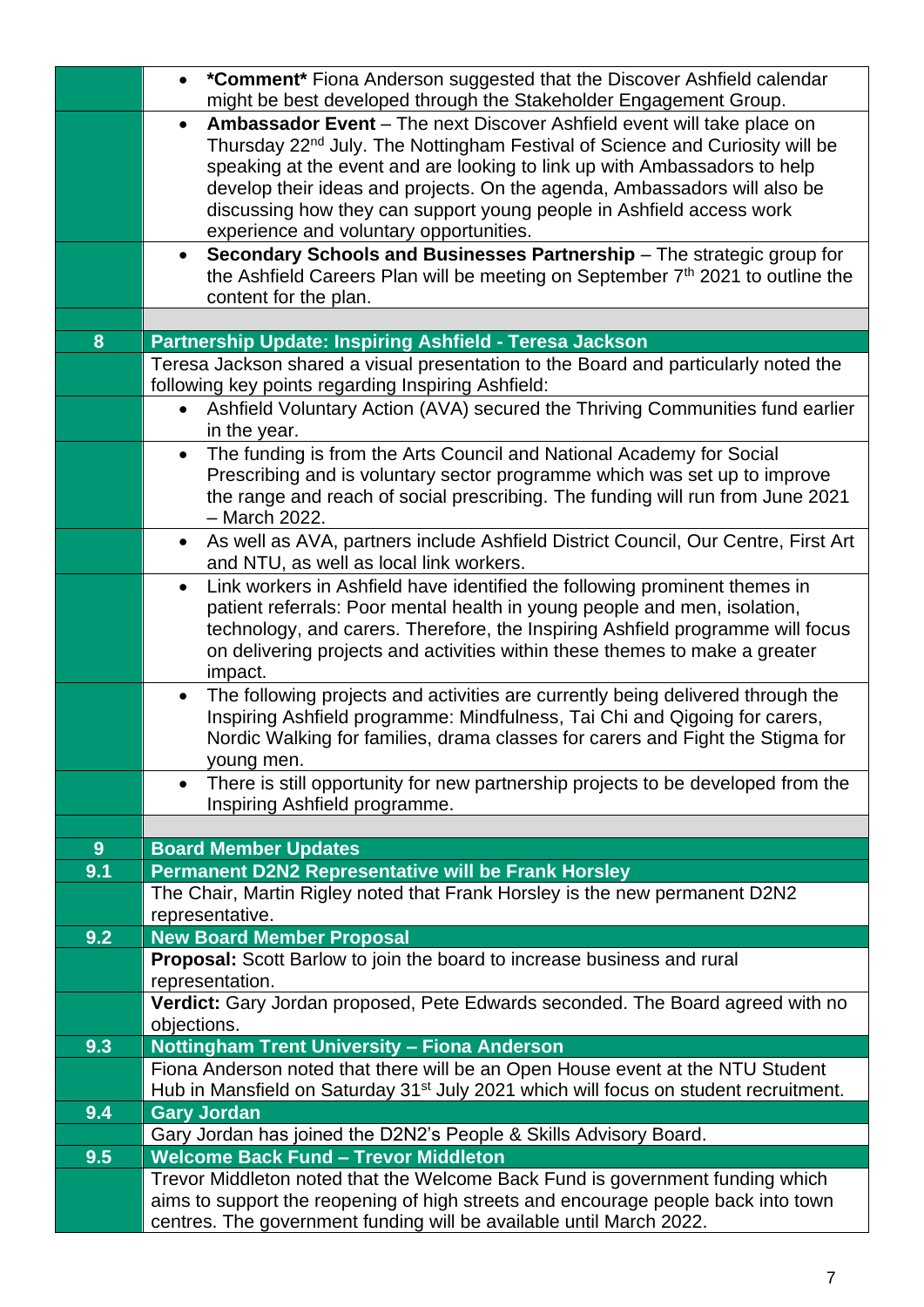| | |
|---|---|
| | • ***Comment*** Fiona Anderson suggested that the Discover Ashfield calendar might be best developed through the Stakeholder Engagement Group. |
| | • **Ambassador Event** – The next Discover Ashfield event will take place on Thursday 22nd July. The Nottingham Festival of Science and Curiosity will be speaking at the event and are looking to link up with Ambassadors to help develop their ideas and projects. On the agenda, Ambassadors will also be discussing how they can support young people in Ashfield access work experience and voluntary opportunities. |
| | • **Secondary Schools and Businesses Partnership** – The strategic group for the Ashfield Careers Plan will be meeting on September 7th 2021 to outline the content for the plan. |
| | |
| **8** | **Partnership Update: Inspiring Ashfield - Teresa Jackson** |
| | Teresa Jackson shared a visual presentation to the Board and particularly noted the following key points regarding Inspiring Ashfield: |
| | • Ashfield Voluntary Action (AVA) secured the Thriving Communities fund earlier in the year. |
| | • The funding is from the Arts Council and National Academy for Social Prescribing and is voluntary sector programme which was set up to improve the range and reach of social prescribing. The funding will run from June 2021 – March 2022. |
| | • As well as AVA, partners include Ashfield District Council, Our Centre, First Art and NTU, as well as local link workers. |
| | • Link workers in Ashfield have identified the following prominent themes in patient referrals: Poor mental health in young people and men, isolation, technology, and carers. Therefore, the Inspiring Ashfield programme will focus on delivering projects and activities within these themes to make a greater impact. |
| | • The following projects and activities are currently being delivered through the Inspiring Ashfield programme: Mindfulness, Tai Chi and Qigoing for carers, Nordic Walking for families, drama classes for carers and Fight the Stigma for young men. |
| | • There is still opportunity for new partnership projects to be developed from the Inspiring Ashfield programme. |
| | |
| **9** | **Board Member Updates** |
| **9.1** | **Permanent D2N2 Representative will be Frank Horsley** |
| | The Chair, Martin Rigley noted that Frank Horsley is the new permanent D2N2 representative. |
| **9.2** | **New Board Member Proposal** |
| | **Proposal:** Scott Barlow to join the board to increase business and rural representation. |
| | **Verdict:** Gary Jordan proposed, Pete Edwards seconded. The Board agreed with no objections. |
| **9.3** | **Nottingham Trent University – Fiona Anderson** |
| | Fiona Anderson noted that there will be an Open House event at the NTU Student Hub in Mansfield on Saturday 31st July 2021 which will focus on student recruitment. |
| **9.4** | **Gary Jordan** |
| | Gary Jordan has joined the D2N2's People & Skills Advisory Board. |
| **9.5** | **Welcome Back Fund – Trevor Middleton** |
| | Trevor Middleton noted that the Welcome Back Fund is government funding which aims to support the reopening of high streets and encourage people back into town centres. The government funding will be available until March 2022. |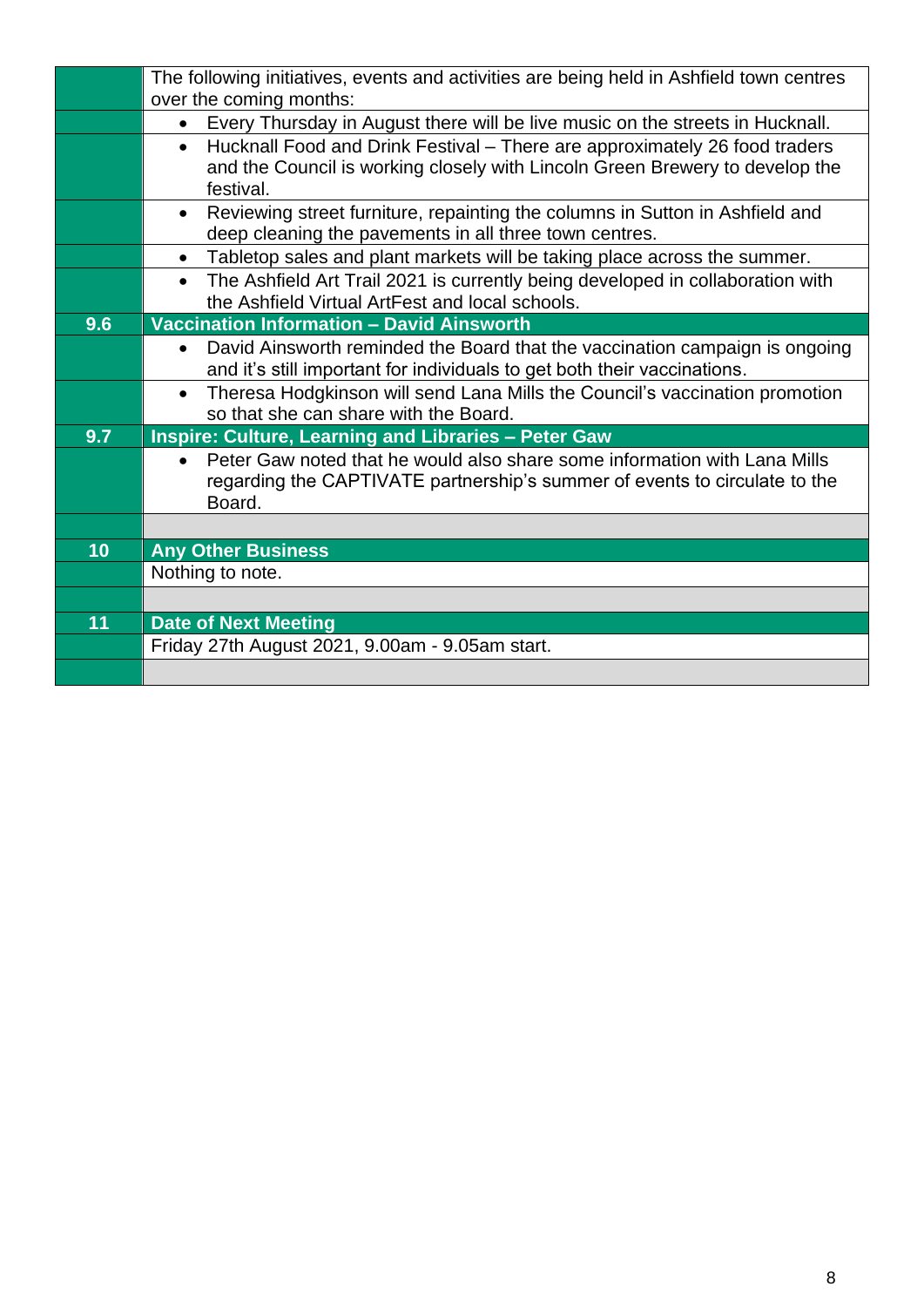| | |
|---|---|
| | The following initiatives, events and activities are being held in Ashfield town centres over the coming months: |
| | • Every Thursday in August there will be live music on the streets in Hucknall. |
| | • Hucknall Food and Drink Festival – There are approximately 26 food traders and the Council is working closely with Lincoln Green Brewery to develop the festival. |
| | • Reviewing street furniture, repainting the columns in Sutton in Ashfield and deep cleaning the pavements in all three town centres. |
| | • Tabletop sales and plant markets will be taking place across the summer. |
| | • The Ashfield Art Trail 2021 is currently being developed in collaboration with the Ashfield Virtual ArtFest and local schools. |
| **9.6** | **Vaccination Information – David Ainsworth** |
| | • David Ainsworth reminded the Board that the vaccination campaign is ongoing and it's still important for individuals to get both their vaccinations. |
| | • Theresa Hodgkinson will send Lana Mills the Council's vaccination promotion so that she can share with the Board. |
| **9.7** | **Inspire: Culture, Learning and Libraries – Peter Gaw** |
| | • Peter Gaw noted that he would also share some information with Lana Mills regarding the CAPTIVATE partnership's summer of events to circulate to the Board. |
| | |
| **10** | **Any Other Business** |
| | Nothing to note. |
| | |
| **11** | **Date of Next Meeting** |
| | Friday 27th August 2021, 9.00am - 9.05am start. |
| | |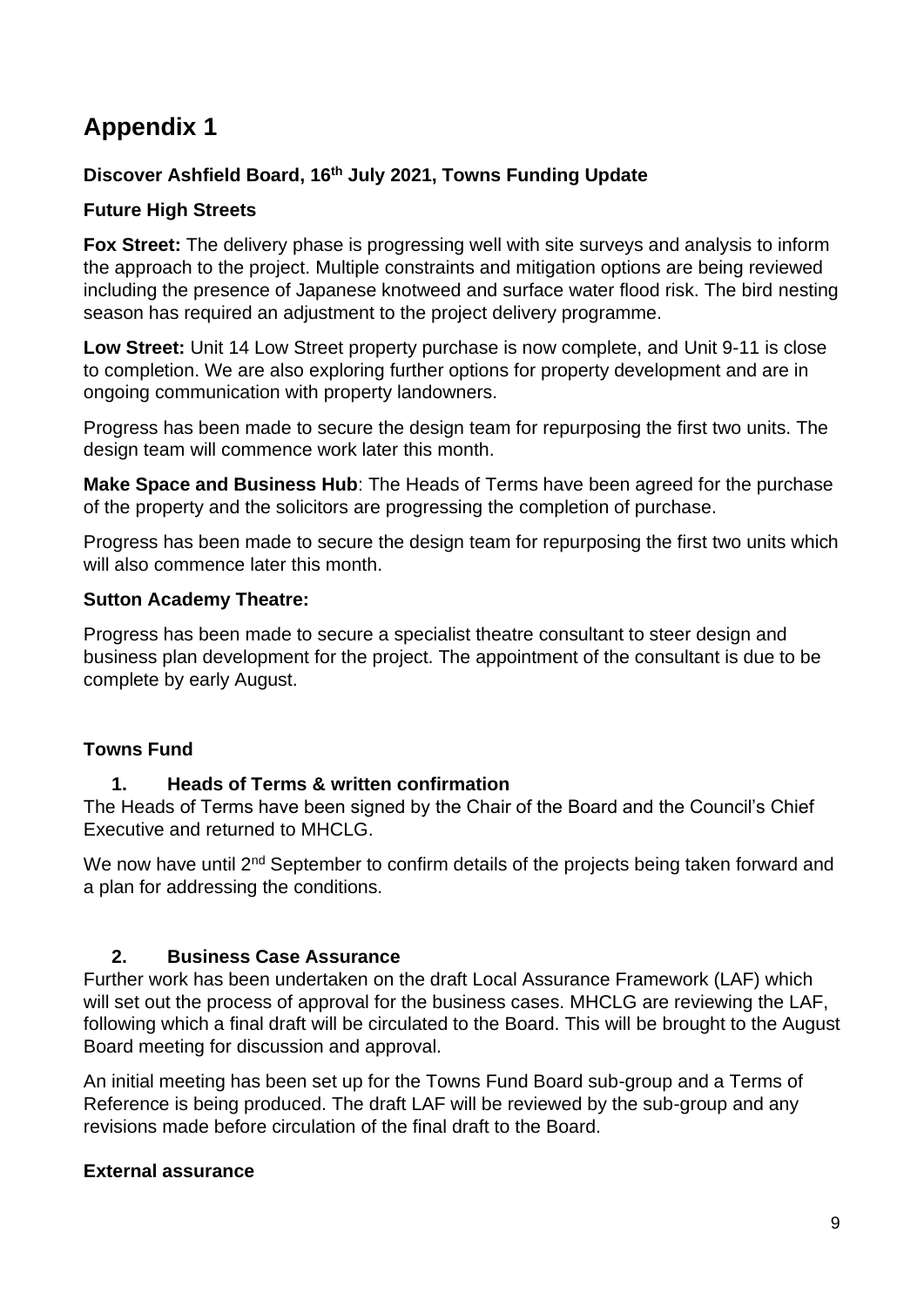# Appendix 1

**Discover Ashfield Board, 16th July 2021, Towns Funding Update**

**Future High Streets**

**Fox Street:** The delivery phase is progressing well with site surveys and analysis to inform the approach to the project. Multiple constraints and mitigation options are being reviewed including the presence of Japanese knotweed and surface water flood risk. The bird nesting season has required an adjustment to the project delivery programme.

**Low Street:** Unit 14 Low Street property purchase is now complete, and Unit 9-11 is close to completion. We are also exploring further options for property development and are in ongoing communication with property landowners.

Progress has been made to secure the design team for repurposing the first two units. The design team will commence work later this month.

**Make Space and Business Hub**: The Heads of Terms have been agreed for the purchase of the property and the solicitors are progressing the completion of purchase.

Progress has been made to secure the design team for repurposing the first two units which will also commence later this month.

**Sutton Academy Theatre:**

Progress has been made to secure a specialist theatre consultant to steer design and business plan development for the project. The appointment of the consultant is due to be complete by early August.

**Towns Fund**

**1. Heads of Terms & written confirmation**

The Heads of Terms have been signed by the Chair of the Board and the Council's Chief Executive and returned to MHCLG.

We now have until 2nd September to confirm details of the projects being taken forward and a plan for addressing the conditions.

**2. Business Case Assurance**

Further work has been undertaken on the draft Local Assurance Framework (LAF) which will set out the process of approval for the business cases. MHCLG are reviewing the LAF, following which a final draft will be circulated to the Board. This will be brought to the August Board meeting for discussion and approval.

An initial meeting has been set up for the Towns Fund Board sub-group and a Terms of Reference is being produced. The draft LAF will be reviewed by the sub-group and any revisions made before circulation of the final draft to the Board.

**External assurance**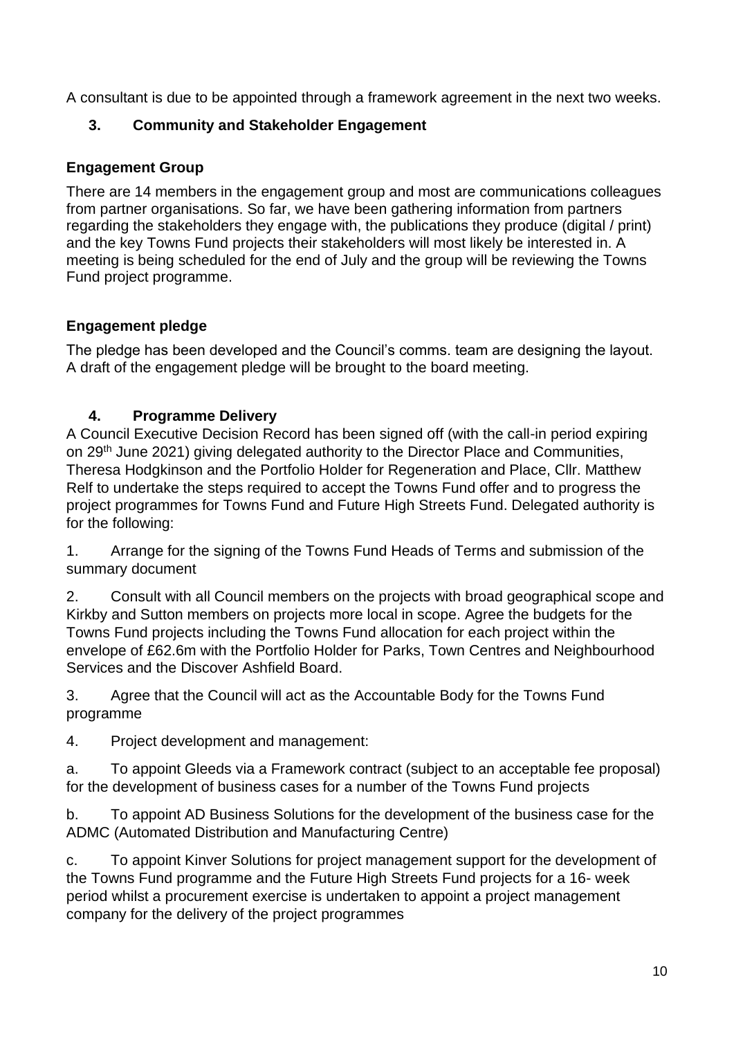A consultant is due to be appointed through a framework agreement in the next two weeks.

## 3. Community and Stakeholder Engagement

### Engagement Group

There are 14 members in the engagement group and most are communications colleagues from partner organisations. So far, we have been gathering information from partners regarding the stakeholders they engage with, the publications they produce (digital / print) and the key Towns Fund projects their stakeholders will most likely be interested in. A meeting is being scheduled for the end of July and the group will be reviewing the Towns Fund project programme.

### Engagement pledge

The pledge has been developed and the Council's comms. team are designing the layout. A draft of the engagement pledge will be brought to the board meeting.

## 4. Programme Delivery

A Council Executive Decision Record has been signed off (with the call-in period expiring on 29th June 2021) giving delegated authority to the Director Place and Communities, Theresa Hodgkinson and the Portfolio Holder for Regeneration and Place, Cllr. Matthew Relf to undertake the steps required to accept the Towns Fund offer and to progress the project programmes for Towns Fund and Future High Streets Fund. Delegated authority is for the following:

1. Arrange for the signing of the Towns Fund Heads of Terms and submission of the summary document

2. Consult with all Council members on the projects with broad geographical scope and Kirkby and Sutton members on projects more local in scope. Agree the budgets for the Towns Fund projects including the Towns Fund allocation for each project within the envelope of £62.6m with the Portfolio Holder for Parks, Town Centres and Neighbourhood Services and the Discover Ashfield Board.

3. Agree that the Council will act as the Accountable Body for the Towns Fund programme

4. Project development and management:

a. To appoint Gleeds via a Framework contract (subject to an acceptable fee proposal) for the development of business cases for a number of the Towns Fund projects

b. To appoint AD Business Solutions for the development of the business case for the ADMC (Automated Distribution and Manufacturing Centre)

c. To appoint Kinver Solutions for project management support for the development of the Towns Fund programme and the Future High Streets Fund projects for a 16- week period whilst a procurement exercise is undertaken to appoint a project management company for the delivery of the project programmes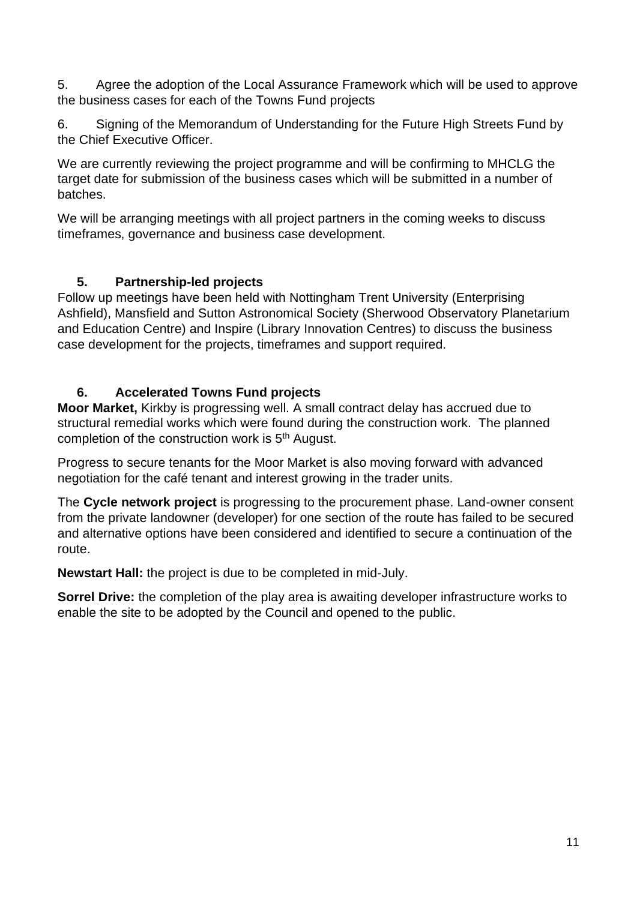5. Agree the adoption of the Local Assurance Framework which will be used to approve the business cases for each of the Towns Fund projects

6. Signing of the Memorandum of Understanding for the Future High Streets Fund by the Chief Executive Officer.

We are currently reviewing the project programme and will be confirming to MHCLG the target date for submission of the business cases which will be submitted in a number of batches.

We will be arranging meetings with all project partners in the coming weeks to discuss timeframes, governance and business case development.

## 5. Partnership-led projects

Follow up meetings have been held with Nottingham Trent University (Enterprising Ashfield), Mansfield and Sutton Astronomical Society (Sherwood Observatory Planetarium and Education Centre) and Inspire (Library Innovation Centres) to discuss the business case development for the projects, timeframes and support required.

## 6. Accelerated Towns Fund projects

**Moor Market,** Kirkby is progressing well. A small contract delay has accrued due to structural remedial works which were found during the construction work. The planned completion of the construction work is 5th August.

Progress to secure tenants for the Moor Market is also moving forward with advanced negotiation for the café tenant and interest growing in the trader units.

The **Cycle network project** is progressing to the procurement phase. Land-owner consent from the private landowner (developer) for one section of the route has failed to be secured and alternative options have been considered and identified to secure a continuation of the route.

**Newstart Hall:** the project is due to be completed in mid-July.

**Sorrel Drive:** the completion of the play area is awaiting developer infrastructure works to enable the site to be adopted by the Council and opened to the public.